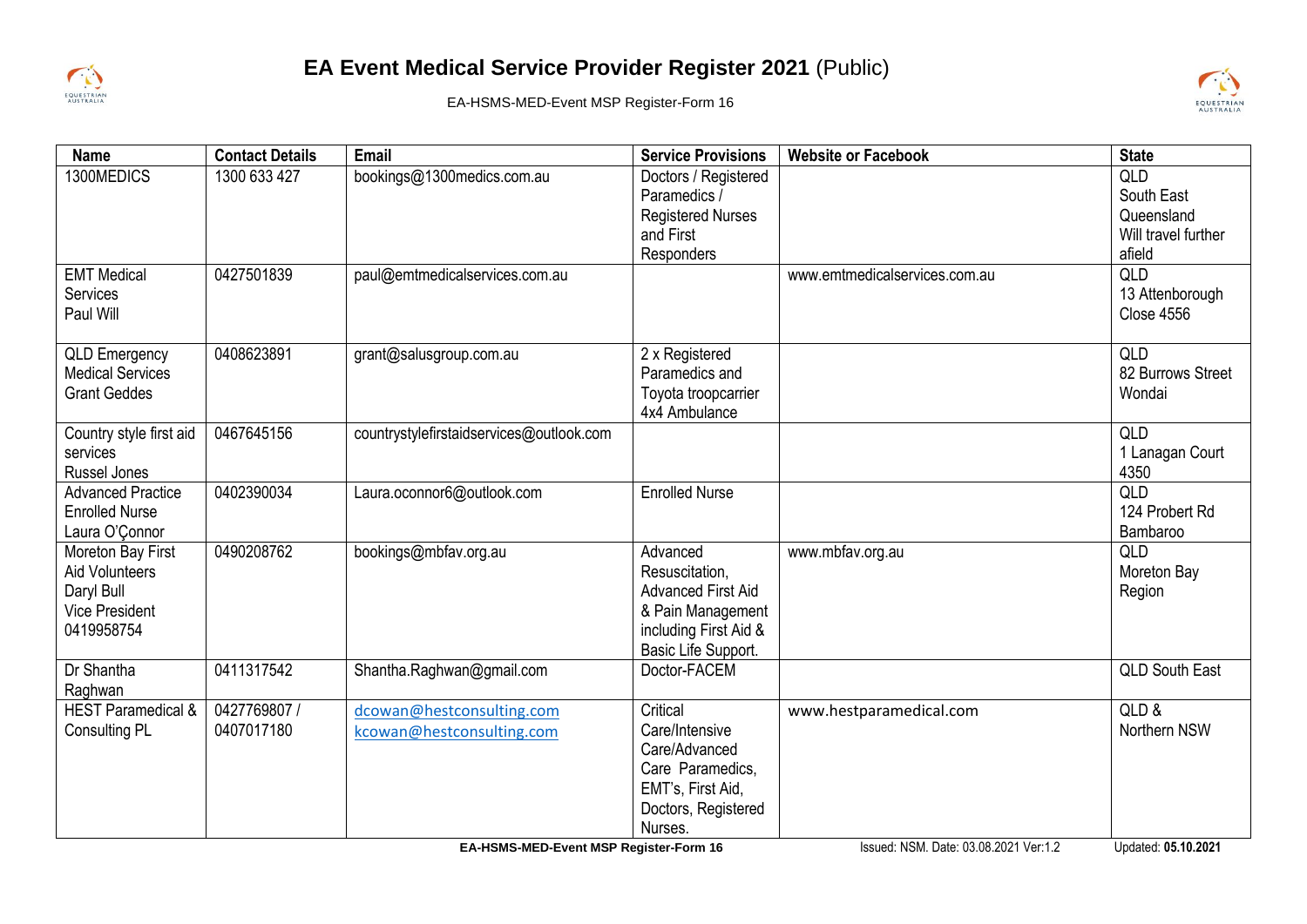# **EA Event Medical Service Provider Register 2021** (Public)

EA-HSMS-MED-Event MSP Register-Form 16

| Name | Contact Details | Email | Service Provisions | Website or Facebook | State |
|---|---|---|---|---|---|
| 1300MEDICS | 1300 633 427 | bookings@1300medics.com.au | Doctors / Registered Paramedics / Registered Nurses and First Responders | | QLD South East Queensland Will travel further afield |
| EMT Medical Services Paul Will | 0427501839 | paul@emtmedicalservices.com.au | | www.emtmedicalservices.com.au | QLD 13 Attenborough Close 4556 |
| QLD Emergency Medical Services Grant Geddes | 0408623891 | grant@salusgroup.com.au | 2 x Registered Paramedics and Toyota troopcarrier 4x4 Ambulance | | QLD 82 Burrows Street Wondai |
| Country style first aid services Russel Jones | 0467645156 | countrystylefirstaidservices@outlook.com | | | QLD 1 Lanagan Court 4350 |
| Advanced Practice Enrolled Nurse Laura O'Çonnor | 0402390034 | Laura.oconnor6@outlook.com | Enrolled Nurse | | QLD 124 Probert Rd Bambaroo |
| Moreton Bay First Aid Volunteers Daryl Bull Vice President 0419958754 | 0490208762 | bookings@mbfav.org.au | Advanced Resuscitation, Advanced First Aid & Pain Management including First Aid & Basic Life Support. | www.mbfav.org.au | QLD Moreton Bay Region |
| Dr Shantha Raghwan | 0411317542 | Shantha.Raghwan@gmail.com | Doctor-FACEM | | QLD South East |
| HEST Paramedical & Consulting PL | 0427769807 / 0407017180 | dcowan@hestconsulting.com kcowan@hestconsulting.com | Critical Care/Intensive Care/Advanced Care Paramedics, EMT's, First Aid, Doctors, Registered Nurses. | www.hestparamedical.com | QLD & Northern NSW |

EA-HSMS-MED-Event MSP Register-Form 16 Issued: NSM. Date: 03.08.2021 Ver:1.2 Updated: **05.10.2021**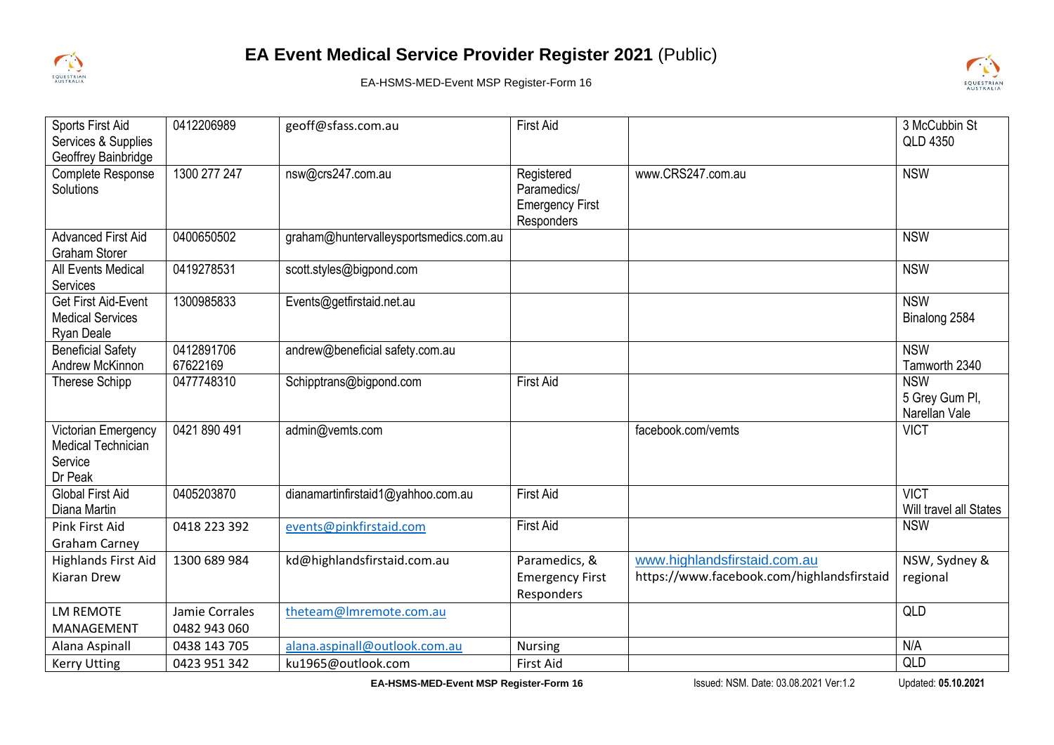| | | | | | |
|---|---|---|---|---|---|
| Sports First Aid Services & Supplies Geoffrey Bainbridge | 0412206989 | geoff@sfass.com.au | First Aid | | 3 McCubbin St QLD 4350 |
| Complete Response Solutions | 1300 277 247 | nsw@crs247.com.au | Registered Paramedics/ Emergency First Responders | www.CRS247.com.au | NSW |
| Advanced First Aid Graham Storer | 0400650502 | graham@huntervalleysportsmedics.com.au | | | NSW |
| All Events Medical Services | 0419278531 | scott.styles@bigpond.com | | | NSW |
| Get First Aid-Event Medical Services Ryan Deale | 1300985833 | Events@getfirstaid.net.au | | | NSW Binalong 2584 |
| Beneficial Safety Andrew McKinnon | 0412891706 67622169 | andrew@beneficial safety.com.au | | | NSW Tamworth 2340 |
| Therese Schipp | 0477748310 | Schipptrans@bigpond.com | First Aid | | NSW 5 Grey Gum Pl, Narellan Vale |
| Victorian Emergency Medical Technician Service Dr Peak | 0421 890 491 | admin@vemts.com | | facebook.com/vemts | VICT |
| Global First Aid Diana Martin | 0405203870 | dianamartinfirstaid1@yahhoo.com.au | First Aid | | VICT Will travel all States |
| Pink First Aid Graham Carney | 0418 223 392 | events@pinkfirstaid.com | First Aid | | NSW |
| Highlands First Aid Kiaran Drew | 1300 689 984 | kd@highlandsfirstaid.com.au | Paramedics, & Emergency First Responders | www.highlandsfirstaid.com.au https://www.facebook.com/highlandsfirstaid | NSW, Sydney & regional |
| LM REMOTE MANAGEMENT | Jamie Corrales 0482 943 060 | theteam@lmremote.com.au | | | QLD |
| Alana Aspinall | 0438 143 705 | alana.aspinall@outlook.com.au | Nursing | | N/A |
| Kerry Utting | 0423 951 342 | ku1965@outlook.com | First Aid | | QLD |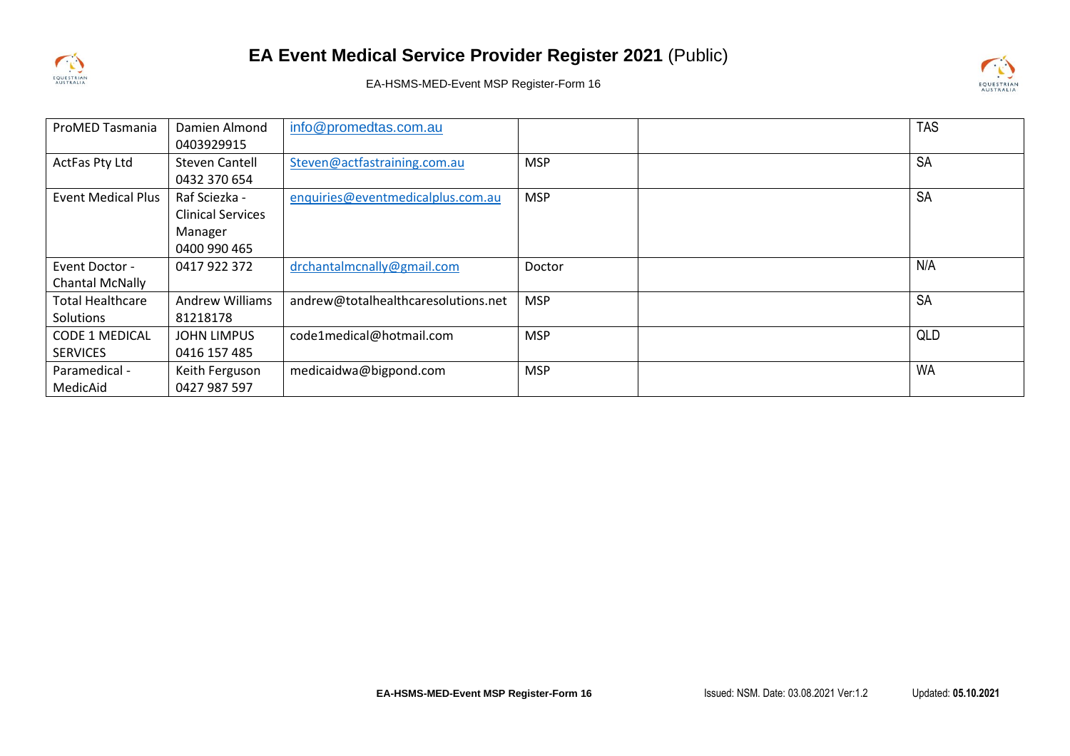| | | | | | |
|---|---|---|---|---|---|
| ProMED Tasmania | Damien Almond 0403929915 | info@promedtas.com.au | | | TAS |
| ActFas Pty Ltd | Steven Cantell 0432 370 654 | Steven@actfastraining.com.au | MSP | | SA |
| Event Medical Plus | Raf Sciezka - Clinical Services Manager 0400 990 465 | enquiries@eventmedicalplus.com.au | MSP | | SA |
| Event Doctor - Chantal McNally | 0417 922 372 | drchantalmcnally@gmail.com | Doctor | | N/A |
| Total Healthcare Solutions | Andrew Williams 81218178 | andrew@totalhealthcaresolutions.net | MSP | | SA |
| CODE 1 MEDICAL SERVICES | JOHN LIMPUS 0416 157 485 | code1medical@hotmail.com | MSP | | QLD |
| Paramedical - MedicAid | Keith Ferguson 0427 987 597 | medicaidwa@bigpond.com | MSP | | WA |